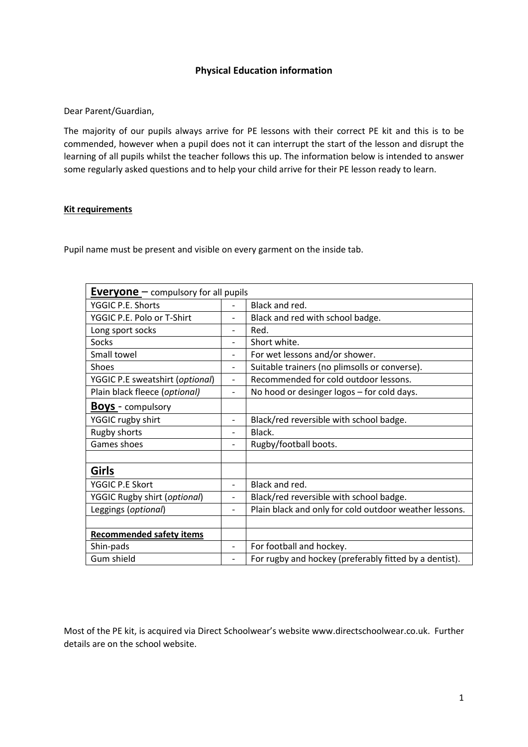### **Physical Education information**

Dear Parent/Guardian,

The majority of our pupils always arrive for PE lessons with their correct PE kit and this is to be commended, however when a pupil does not it can interrupt the start of the lesson and disrupt the learning of all pupils whilst the teacher follows this up. The information below is intended to answer some regularly asked questions and to help your child arrive for their PE lesson ready to learn.

**Kit requirements**

Pupil name must be present and visible on every garment on the inside tab.

| **Everyone** – compulsory for all pupils | | |
|---|---|---|
| YGGIC P.E. Shorts | - | Black and red. |
| YGGIC P.E. Polo or T-Shirt | - | Black and red with school badge. |
| Long sport socks | - | Red. |
| Socks | - | Short white. |
| Small towel | - | For wet lessons and/or shower. |
| Shoes | - | Suitable trainers (no plimsolls or converse). |
| YGGIC P.E sweatshirt (*optional*) | - | Recommended for cold outdoor lessons. |
| Plain black fleece (*optional)* | - | No hood or desinger logos – for cold days. |
| **Boys** - compulsory | | |
| YGGIC rugby shirt | - | Black/red reversible with school badge. |
| Rugby shorts | - | Black. |
| Games shoes | - | Rugby/football boots. |
| | | |
| **Girls** | | |
| YGGIC P.E Skort | - | Black and red. |
| YGGIC Rugby shirt (*optional*) | - | Black/red reversible with school badge. |
| Leggings (*optional*) | - | Plain black and only for cold outdoor weather lessons. |
| | | |
| **Recommended safety items** | | |
| Shin-pads | - | For football and hockey. |
| Gum shield | - | For rugby and hockey (preferably fitted by a dentist). |

Most of the PE kit, is acquired via Direct Schoolwear's website www.directschoolwear.co.uk. Further details are on the school website.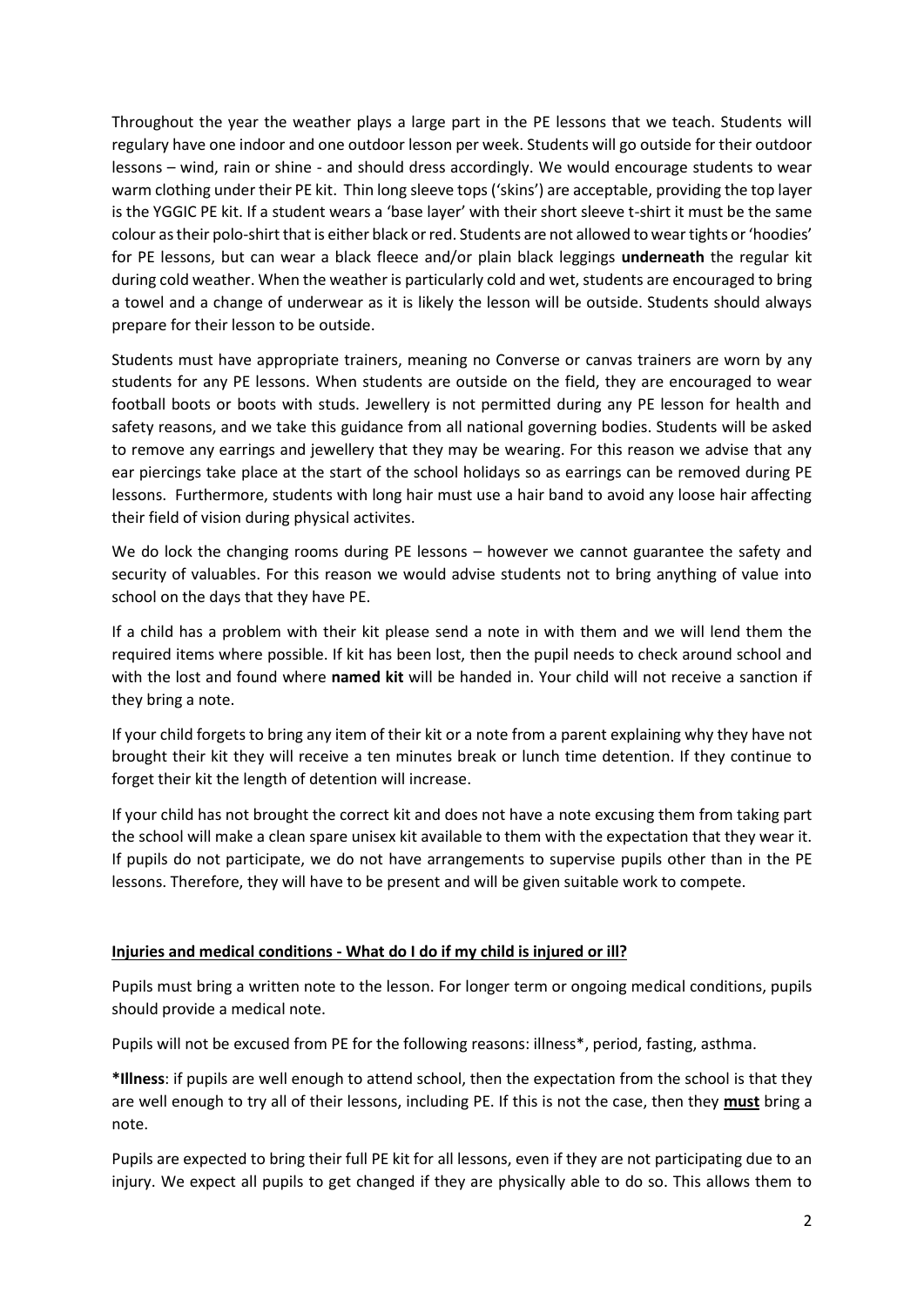Throughout the year the weather plays a large part in the PE lessons that we teach. Students will regulary have one indoor and one outdoor lesson per week. Students will go outside for their outdoor lessons – wind, rain or shine - and should dress accordingly. We would encourage students to wear warm clothing under their PE kit. Thin long sleeve tops ('skins') are acceptable, providing the top layer is the YGGIC PE kit. If a student wears a 'base layer' with their short sleeve t-shirt it must be the same colour as their polo-shirt that is either black or red. Students are not allowed to wear tights or 'hoodies' for PE lessons, but can wear a black fleece and/or plain black leggings **underneath** the regular kit during cold weather. When the weather is particularly cold and wet, students are encouraged to bring a towel and a change of underwear as it is likely the lesson will be outside. Students should always prepare for their lesson to be outside.

Students must have appropriate trainers, meaning no Converse or canvas trainers are worn by any students for any PE lessons. When students are outside on the field, they are encouraged to wear football boots or boots with studs. Jewellery is not permitted during any PE lesson for health and safety reasons, and we take this guidance from all national governing bodies. Students will be asked to remove any earrings and jewellery that they may be wearing. For this reason we advise that any ear piercings take place at the start of the school holidays so as earrings can be removed during PE lessons. Furthermore, students with long hair must use a hair band to avoid any loose hair affecting their field of vision during physical activites.

We do lock the changing rooms during PE lessons – however we cannot guarantee the safety and security of valuables. For this reason we would advise students not to bring anything of value into school on the days that they have PE.

If a child has a problem with their kit please send a note in with them and we will lend them the required items where possible. If kit has been lost, then the pupil needs to check around school and with the lost and found where **named kit** will be handed in. Your child will not receive a sanction if they bring a note.

If your child forgets to bring any item of their kit or a note from a parent explaining why they have not brought their kit they will receive a ten minutes break or lunch time detention. If they continue to forget their kit the length of detention will increase.

If your child has not brought the correct kit and does not have a note excusing them from taking part the school will make a clean spare unisex kit available to them with the expectation that they wear it. If pupils do not participate, we do not have arrangements to supervise pupils other than in the PE lessons. Therefore, they will have to be present and will be given suitable work to compete.

## Injuries and medical conditions - What do I do if my child is injured or ill?

Pupils must bring a written note to the lesson. For longer term or ongoing medical conditions, pupils should provide a medical note.

Pupils will not be excused from PE for the following reasons: illness*, period, fasting, asthma.

***Illness**: if pupils are well enough to attend school, then the expectation from the school is that they are well enough to try all of their lessons, including PE. If this is not the case, then they **must** bring a note.

Pupils are expected to bring their full PE kit for all lessons, even if they are not participating due to an injury. We expect all pupils to get changed if they are physically able to do so. This allows them to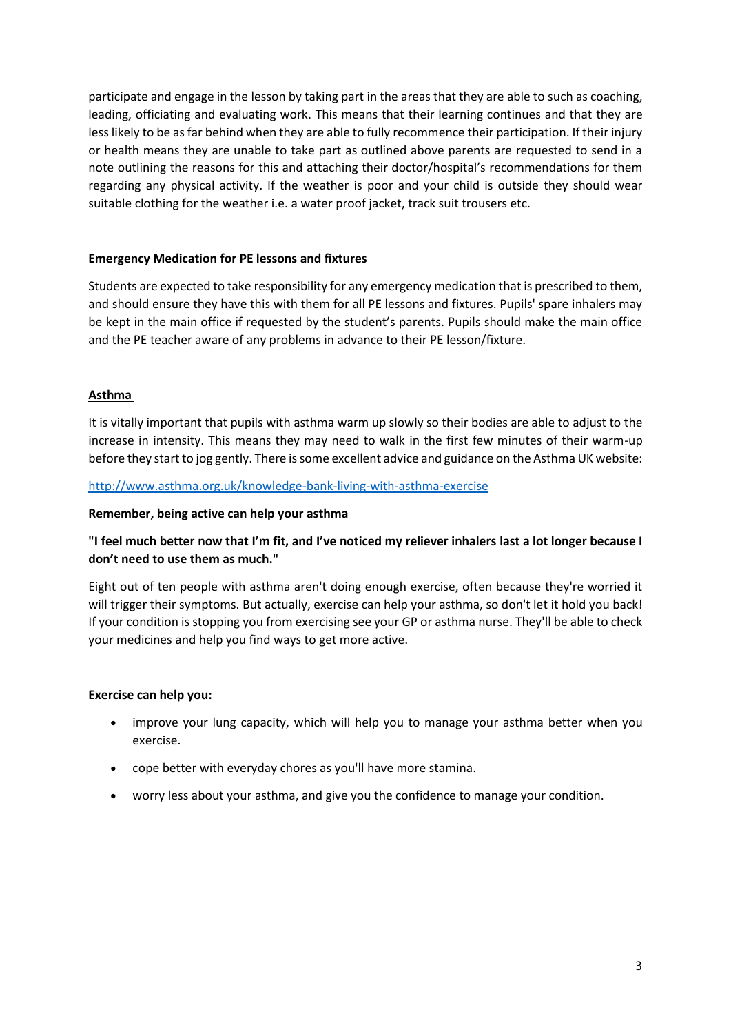participate and engage in the lesson by taking part in the areas that they are able to such as coaching, leading, officiating and evaluating work. This means that their learning continues and that they are less likely to be as far behind when they are able to fully recommence their participation. If their injury or health means they are unable to take part as outlined above parents are requested to send in a note outlining the reasons for this and attaching their doctor/hospital's recommendations for them regarding any physical activity. If the weather is poor and your child is outside they should wear suitable clothing for the weather i.e. a water proof jacket, track suit trousers etc.

## Emergency Medication for PE lessons and fixtures

Students are expected to take responsibility for any emergency medication that is prescribed to them, and should ensure they have this with them for all PE lessons and fixtures. Pupils' spare inhalers may be kept in the main office if requested by the student's parents. Pupils should make the main office and the PE teacher aware of any problems in advance to their PE lesson/fixture.

## Asthma

It is vitally important that pupils with asthma warm up slowly so their bodies are able to adjust to the increase in intensity. This means they may need to walk in the first few minutes of their warm-up before they start to jog gently. There is some excellent advice and guidance on the Asthma UK website:

http://www.asthma.org.uk/knowledge-bank-living-with-asthma-exercise

**Remember, being active can help your asthma**

**"I feel much better now that I'm fit, and I've noticed my reliever inhalers last a lot longer because I don't need to use them as much."**

Eight out of ten people with asthma aren't doing enough exercise, often because they're worried it will trigger their symptoms. But actually, exercise can help your asthma, so don't let it hold you back! If your condition is stopping you from exercising see your GP or asthma nurse. They'll be able to check your medicines and help you find ways to get more active.

**Exercise can help you:**

- improve your lung capacity, which will help you to manage your asthma better when you exercise.
- cope better with everyday chores as you'll have more stamina.
- worry less about your asthma, and give you the confidence to manage your condition.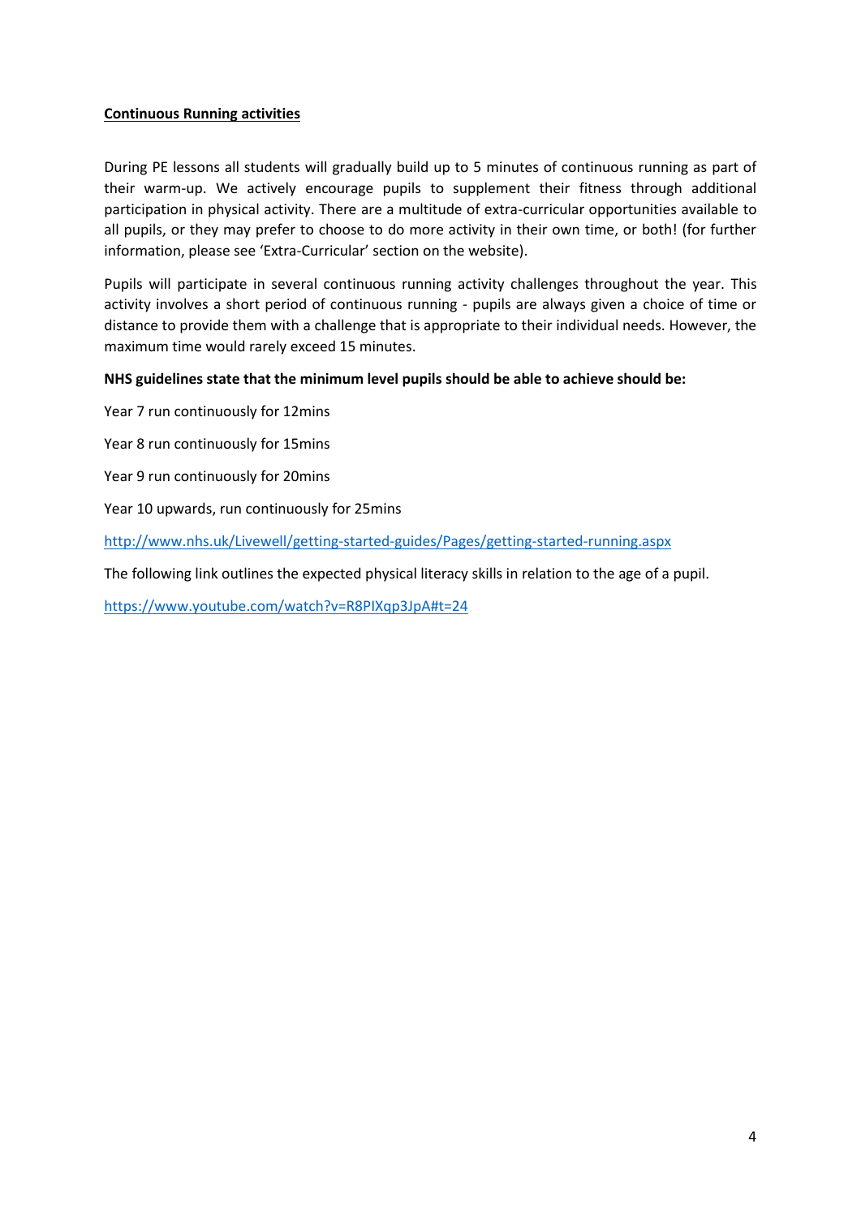**Continuous Running activities**

During PE lessons all students will gradually build up to 5 minutes of continuous running as part of their warm-up. We actively encourage pupils to supplement their fitness through additional participation in physical activity. There are a multitude of extra-curricular opportunities available to all pupils, or they may prefer to choose to do more activity in their own time, or both! (for further information, please see 'Extra-Curricular' section on the website).

Pupils will participate in several continuous running activity challenges throughout the year. This activity involves a short period of continuous running - pupils are always given a choice of time or distance to provide them with a challenge that is appropriate to their individual needs. However, the maximum time would rarely exceed 15 minutes.

**NHS guidelines state that the minimum level pupils should be able to achieve should be:**

Year 7 run continuously for 12mins

Year 8 run continuously for 15mins

Year 9 run continuously for 20mins

Year 10 upwards, run continuously for 25mins

http://www.nhs.uk/Livewell/getting-started-guides/Pages/getting-started-running.aspx

The following link outlines the expected physical literacy skills in relation to the age of a pupil.

https://www.youtube.com/watch?v=R8PIXqp3JpA#t=24